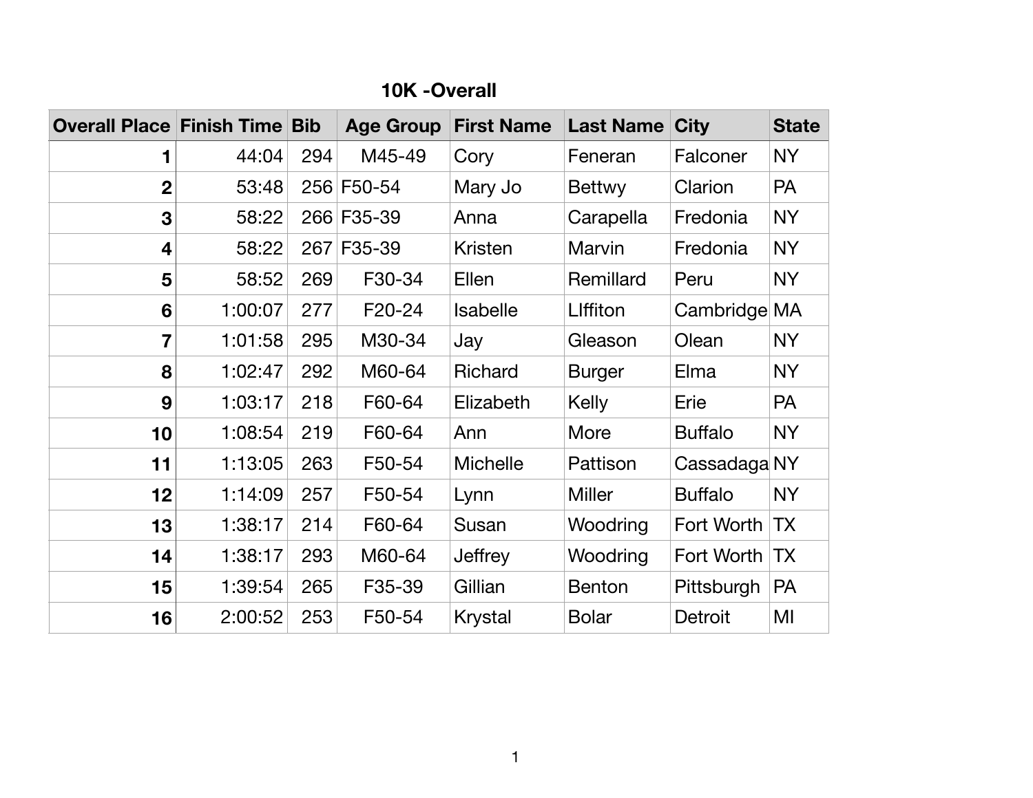# 10K -Overall

| Overall Place | Finish Time | Bib | Age Group | First Name | Last Name | City | State |
|---|---|---|---|---|---|---|---|
| 1 | 44:04 | 294 | M45-49 | Cory | Feneran | Falconer | NY |
| 2 | 53:48 | 256 | F50-54 | Mary Jo | Bettwy | Clarion | PA |
| 3 | 58:22 | 266 | F35-39 | Anna | Carapella | Fredonia | NY |
| 4 | 58:22 | 267 | F35-39 | Kristen | Marvin | Fredonia | NY |
| 5 | 58:52 | 269 | F30-34 | Ellen | Remillard | Peru | NY |
| 6 | 1:00:07 | 277 | F20-24 | Isabelle | LIffiton | Cambridge | MA |
| 7 | 1:01:58 | 295 | M30-34 | Jay | Gleason | Olean | NY |
| 8 | 1:02:47 | 292 | M60-64 | Richard | Burger | Elma | NY |
| 9 | 1:03:17 | 218 | F60-64 | Elizabeth | Kelly | Erie | PA |
| 10 | 1:08:54 | 219 | F60-64 | Ann | More | Buffalo | NY |
| 11 | 1:13:05 | 263 | F50-54 | Michelle | Pattison | Cassadaga | NY |
| 12 | 1:14:09 | 257 | F50-54 | Lynn | Miller | Buffalo | NY |
| 13 | 1:38:17 | 214 | F60-64 | Susan | Woodring | Fort Worth | TX |
| 14 | 1:38:17 | 293 | M60-64 | Jeffrey | Woodring | Fort Worth | TX |
| 15 | 1:39:54 | 265 | F35-39 | Gillian | Benton | Pittsburgh | PA |
| 16 | 2:00:52 | 253 | F50-54 | Krystal | Bolar | Detroit | MI |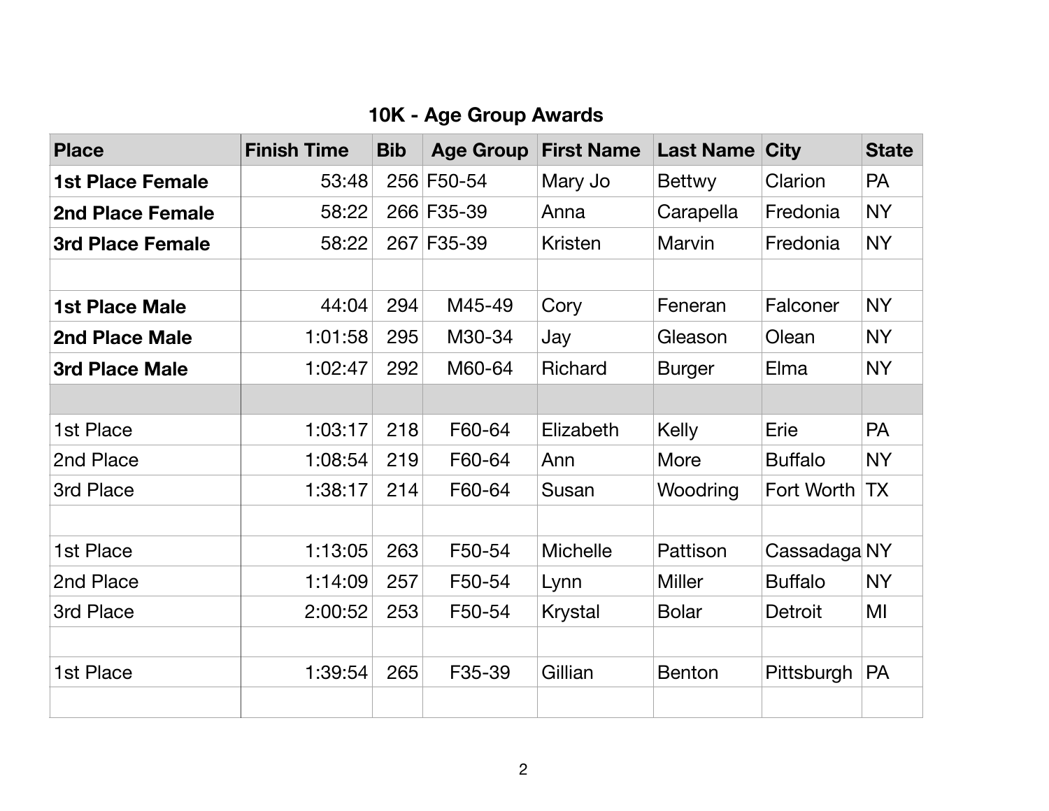## 10K - Age Group Awards

| Place | Finish Time | Bib | Age Group | First Name | Last Name | City | State |
|---|---|---|---|---|---|---|---|
| **1st Place Female** | 53:48 | 256 | F50-54 | Mary Jo | Bettwy | Clarion | PA |
| **2nd Place Female** | 58:22 | 266 | F35-39 | Anna | Carapella | Fredonia | NY |
| **3rd Place Female** | 58:22 | 267 | F35-39 | Kristen | Marvin | Fredonia | NY |
| | | | | | | | |
| **1st Place Male** | 44:04 | 294 | M45-49 | Cory | Feneran | Falconer | NY |
| **2nd Place Male** | 1:01:58 | 295 | M30-34 | Jay | Gleason | Olean | NY |
| **3rd Place Male** | 1:02:47 | 292 | M60-64 | Richard | Burger | Elma | NY |
| | | | | | | | |
| 1st Place | 1:03:17 | 218 | F60-64 | Elizabeth | Kelly | Erie | PA |
| 2nd Place | 1:08:54 | 219 | F60-64 | Ann | More | Buffalo | NY |
| 3rd Place | 1:38:17 | 214 | F60-64 | Susan | Woodring | Fort Worth | TX |
| | | | | | | | |
| 1st Place | 1:13:05 | 263 | F50-54 | Michelle | Pattison | Cassadaga | NY |
| 2nd Place | 1:14:09 | 257 | F50-54 | Lynn | Miller | Buffalo | NY |
| 3rd Place | 2:00:52 | 253 | F50-54 | Krystal | Bolar | Detroit | MI |
| | | | | | | | |
| 1st Place | 1:39:54 | 265 | F35-39 | Gillian | Benton | Pittsburgh | PA |
| | | | | | | | |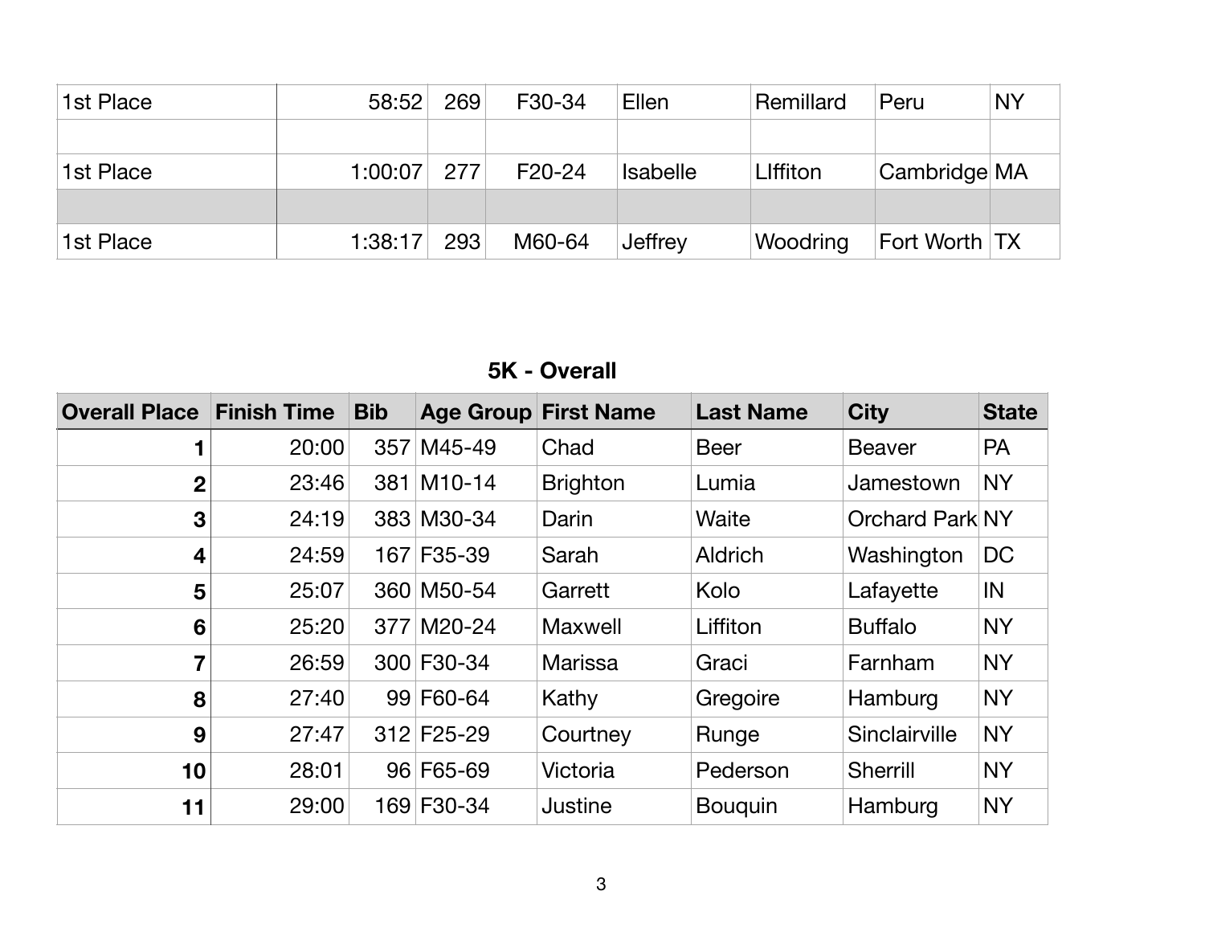| | | | | | | | |
|---|---|---|---|---|---|---|---|
| 1st Place | 58:52 | 269 | F30-34 | Ellen | Remillard | Peru | NY |
| | | | | | | | |
| 1st Place | 1:00:07 | 277 | F20-24 | Isabelle | LIffiton | Cambridge | MA |
| | | | | | | | |
| 1st Place | 1:38:17 | 293 | M60-64 | Jeffrey | Woodring | Fort Worth | TX |

## 5K - Overall

| Overall Place | Finish Time | Bib | Age Group | First Name | Last Name | City | State |
|---|---|---|---|---|---|---|---|
| 1 | 20:00 | 357 | M45-49 | Chad | Beer | Beaver | PA |
| 2 | 23:46 | 381 | M10-14 | Brighton | Lumia | Jamestown | NY |
| 3 | 24:19 | 383 | M30-34 | Darin | Waite | Orchard Park | NY |
| 4 | 24:59 | 167 | F35-39 | Sarah | Aldrich | Washington | DC |
| 5 | 25:07 | 360 | M50-54 | Garrett | Kolo | Lafayette | IN |
| 6 | 25:20 | 377 | M20-24 | Maxwell | Liffiton | Buffalo | NY |
| 7 | 26:59 | 300 | F30-34 | Marissa | Graci | Farnham | NY |
| 8 | 27:40 | 99 | F60-64 | Kathy | Gregoire | Hamburg | NY |
| 9 | 27:47 | 312 | F25-29 | Courtney | Runge | Sinclairville | NY |
| 10 | 28:01 | 96 | F65-69 | Victoria | Pederson | Sherrill | NY |
| 11 | 29:00 | 169 | F30-34 | Justine | Bouquin | Hamburg | NY |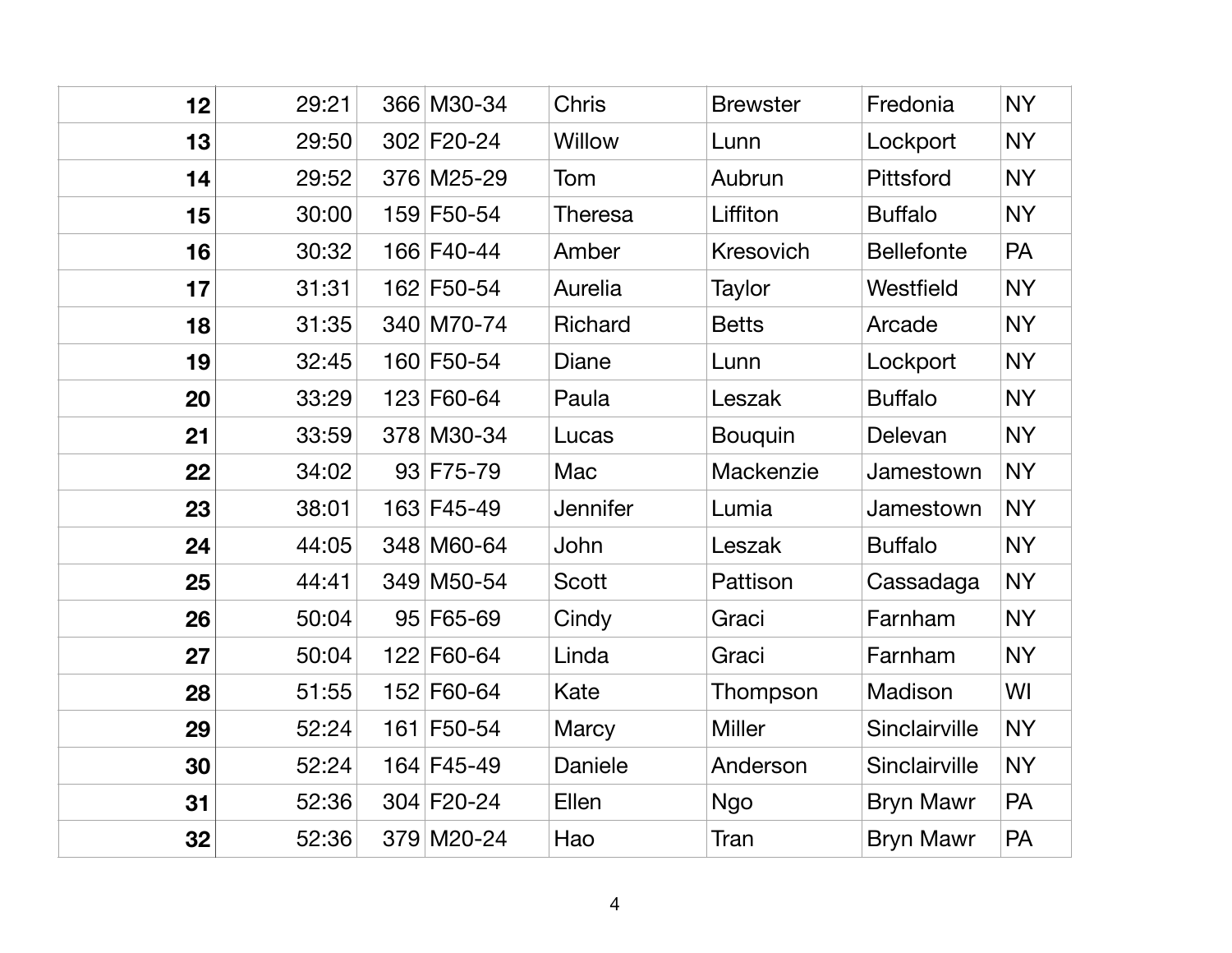| | | | | | | | |
|---|---|---|---|---|---|---|---|
| **12** | 29:21 | 366 | M30-34 | Chris | Brewster | Fredonia | NY |
| **13** | 29:50 | 302 | F20-24 | Willow | Lunn | Lockport | NY |
| **14** | 29:52 | 376 | M25-29 | Tom | Aubrun | Pittsford | NY |
| **15** | 30:00 | 159 | F50-54 | Theresa | Liffiton | Buffalo | NY |
| **16** | 30:32 | 166 | F40-44 | Amber | Kresovich | Bellefonte | PA |
| **17** | 31:31 | 162 | F50-54 | Aurelia | Taylor | Westfield | NY |
| **18** | 31:35 | 340 | M70-74 | Richard | Betts | Arcade | NY |
| **19** | 32:45 | 160 | F50-54 | Diane | Lunn | Lockport | NY |
| **20** | 33:29 | 123 | F60-64 | Paula | Leszak | Buffalo | NY |
| **21** | 33:59 | 378 | M30-34 | Lucas | Bouquin | Delevan | NY |
| **22** | 34:02 | 93 | F75-79 | Mac | Mackenzie | Jamestown | NY |
| **23** | 38:01 | 163 | F45-49 | Jennifer | Lumia | Jamestown | NY |
| **24** | 44:05 | 348 | M60-64 | John | Leszak | Buffalo | NY |
| **25** | 44:41 | 349 | M50-54 | Scott | Pattison | Cassadaga | NY |
| **26** | 50:04 | 95 | F65-69 | Cindy | Graci | Farnham | NY |
| **27** | 50:04 | 122 | F60-64 | Linda | Graci | Farnham | NY |
| **28** | 51:55 | 152 | F60-64 | Kate | Thompson | Madison | WI |
| **29** | 52:24 | 161 | F50-54 | Marcy | Miller | Sinclairville | NY |
| **30** | 52:24 | 164 | F45-49 | Daniele | Anderson | Sinclairville | NY |
| **31** | 52:36 | 304 | F20-24 | Ellen | Ngo | Bryn Mawr | PA |
| **32** | 52:36 | 379 | M20-24 | Hao | Tran | Bryn Mawr | PA |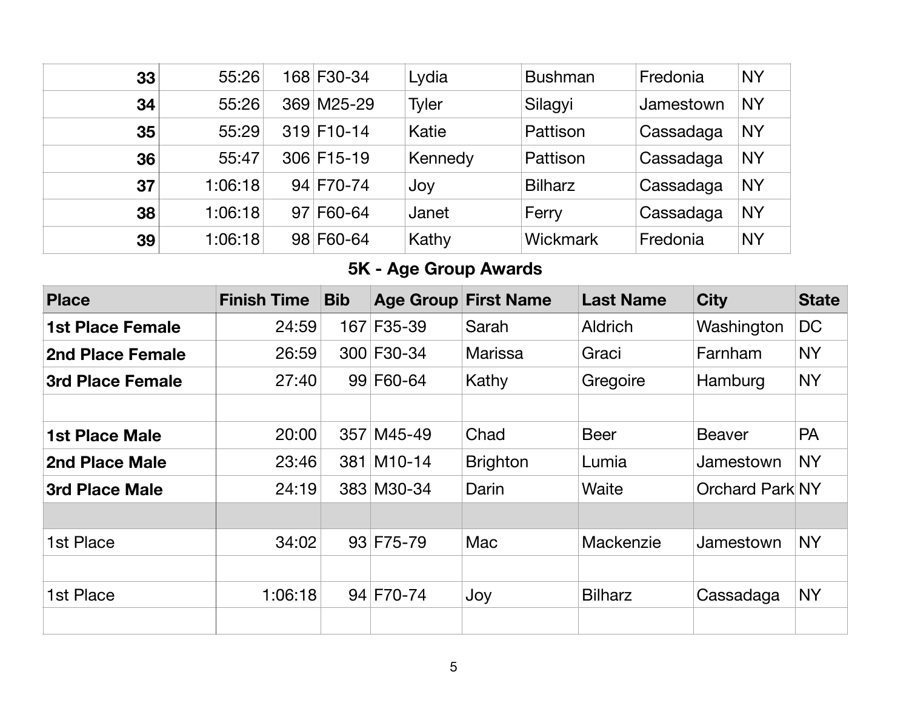| | | | | | | | |
|---|---|---|---|---|---|---|---|
| **33** | 55:26 | 168 | F30-34 | Lydia | Bushman | Fredonia | NY |
| **34** | 55:26 | 369 | M25-29 | Tyler | Silagyi | Jamestown | NY |
| **35** | 55:29 | 319 | F10-14 | Katie | Pattison | Cassadaga | NY |
| **36** | 55:47 | 306 | F15-19 | Kennedy | Pattison | Cassadaga | NY |
| **37** | 1:06:18 | 94 | F70-74 | Joy | Bilharz | Cassadaga | NY |
| **38** | 1:06:18 | 97 | F60-64 | Janet | Ferry | Cassadaga | NY |
| **39** | 1:06:18 | 98 | F60-64 | Kathy | Wickmark | Fredonia | NY |

## 5K - Age Group Awards

| Place | Finish Time | Bib | Age Group | First Name | Last Name | City | State |
|---|---|---|---|---|---|---|---|
| **1st Place Female** | 24:59 | 167 | F35-39 | Sarah | Aldrich | Washington | DC |
| **2nd Place Female** | 26:59 | 300 | F30-34 | Marissa | Graci | Farnham | NY |
| **3rd Place Female** | 27:40 | 99 | F60-64 | Kathy | Gregoire | Hamburg | NY |
| | | | | | | | |
| **1st Place Male** | 20:00 | 357 | M45-49 | Chad | Beer | Beaver | PA |
| **2nd Place Male** | 23:46 | 381 | M10-14 | Brighton | Lumia | Jamestown | NY |
| **3rd Place Male** | 24:19 | 383 | M30-34 | Darin | Waite | Orchard Park | NY |
| | | | | | | | |
| 1st Place | 34:02 | 93 | F75-79 | Mac | Mackenzie | Jamestown | NY |
| | | | | | | | |
| 1st Place | 1:06:18 | 94 | F70-74 | Joy | Bilharz | Cassadaga | NY |
| | | | | | | | |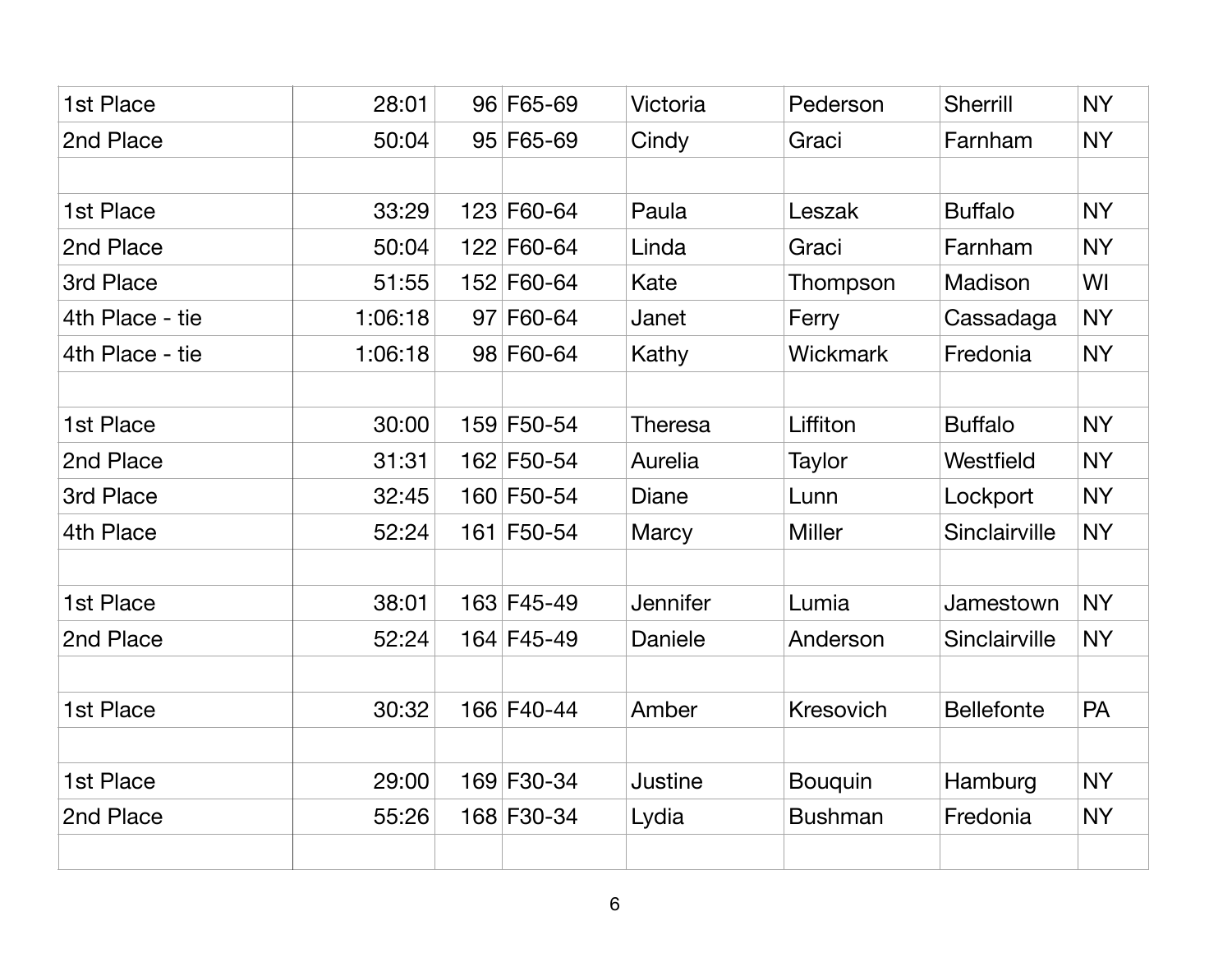| | | | | | | | |
|---|---|---|---|---|---|---|---|
| 1st Place | 28:01 | 96 | F65-69 | Victoria | Pederson | Sherrill | NY |
| 2nd Place | 50:04 | 95 | F65-69 | Cindy | Graci | Farnham | NY |
| | | | | | | | |
| 1st Place | 33:29 | 123 | F60-64 | Paula | Leszak | Buffalo | NY |
| 2nd Place | 50:04 | 122 | F60-64 | Linda | Graci | Farnham | NY |
| 3rd Place | 51:55 | 152 | F60-64 | Kate | Thompson | Madison | WI |
| 4th Place - tie | 1:06:18 | 97 | F60-64 | Janet | Ferry | Cassadaga | NY |
| 4th Place - tie | 1:06:18 | 98 | F60-64 | Kathy | Wickmark | Fredonia | NY |
| | | | | | | | |
| 1st Place | 30:00 | 159 | F50-54 | Theresa | Liffiton | Buffalo | NY |
| 2nd Place | 31:31 | 162 | F50-54 | Aurelia | Taylor | Westfield | NY |
| 3rd Place | 32:45 | 160 | F50-54 | Diane | Lunn | Lockport | NY |
| 4th Place | 52:24 | 161 | F50-54 | Marcy | Miller | Sinclairville | NY |
| | | | | | | | |
| 1st Place | 38:01 | 163 | F45-49 | Jennifer | Lumia | Jamestown | NY |
| 2nd Place | 52:24 | 164 | F45-49 | Daniele | Anderson | Sinclairville | NY |
| | | | | | | | |
| 1st Place | 30:32 | 166 | F40-44 | Amber | Kresovich | Bellefonte | PA |
| | | | | | | | |
| 1st Place | 29:00 | 169 | F30-34 | Justine | Bouquin | Hamburg | NY |
| 2nd Place | 55:26 | 168 | F30-34 | Lydia | Bushman | Fredonia | NY |
| | | | | | | | |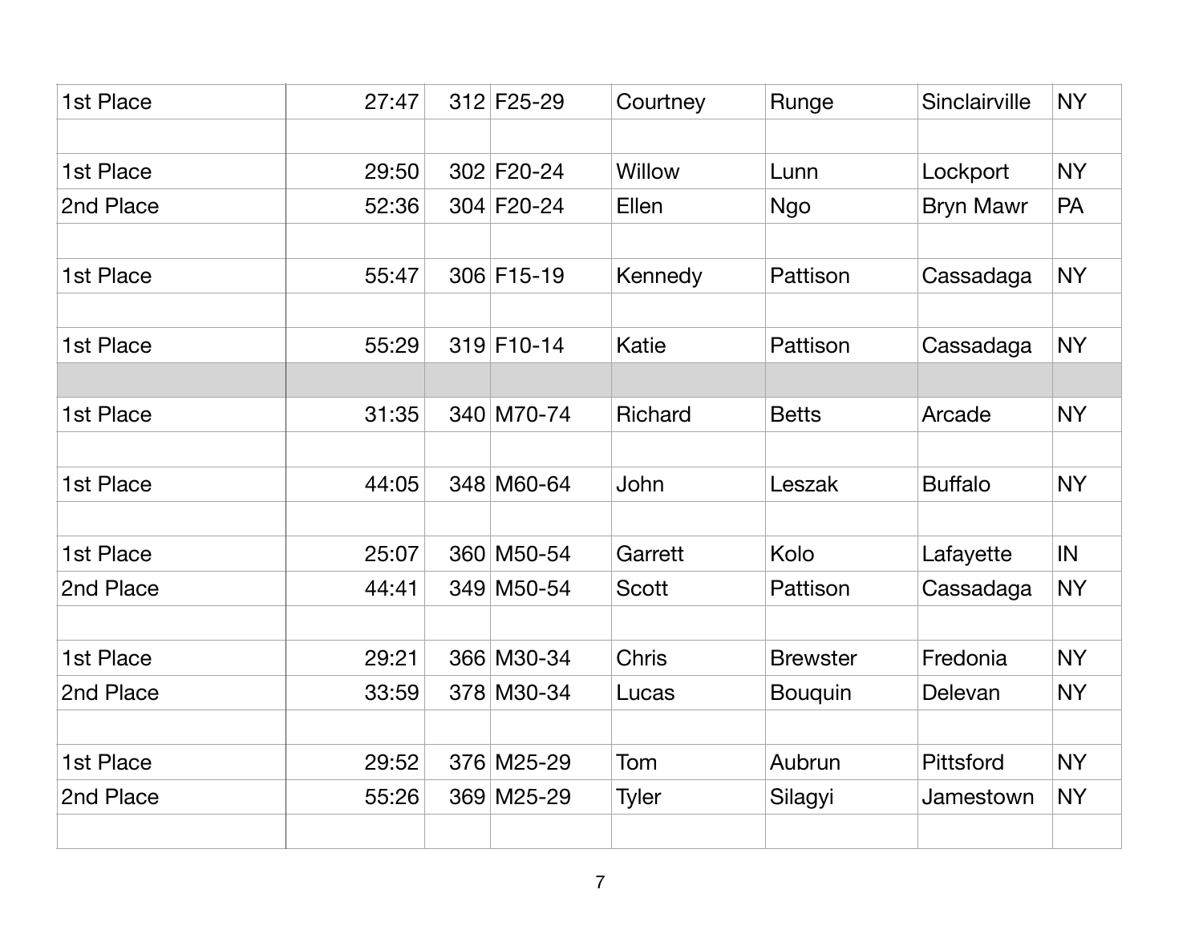| | | | | | | | |
|---|---|---|---|---|---|---|---|
| 1st Place | 27:47 | 312 | F25-29 | Courtney | Runge | Sinclairville | NY |
| | | | | | | | |
| 1st Place | 29:50 | 302 | F20-24 | Willow | Lunn | Lockport | NY |
| 2nd Place | 52:36 | 304 | F20-24 | Ellen | Ngo | Bryn Mawr | PA |
| | | | | | | | |
| 1st Place | 55:47 | 306 | F15-19 | Kennedy | Pattison | Cassadaga | NY |
| | | | | | | | |
| 1st Place | 55:29 | 319 | F10-14 | Katie | Pattison | Cassadaga | NY |
| | | | | | | | |
| 1st Place | 31:35 | 340 | M70-74 | Richard | Betts | Arcade | NY |
| | | | | | | | |
| 1st Place | 44:05 | 348 | M60-64 | John | Leszak | Buffalo | NY |
| | | | | | | | |
| 1st Place | 25:07 | 360 | M50-54 | Garrett | Kolo | Lafayette | IN |
| 2nd Place | 44:41 | 349 | M50-54 | Scott | Pattison | Cassadaga | NY |
| | | | | | | | |
| 1st Place | 29:21 | 366 | M30-34 | Chris | Brewster | Fredonia | NY |
| 2nd Place | 33:59 | 378 | M30-34 | Lucas | Bouquin | Delevan | NY |
| | | | | | | | |
| 1st Place | 29:52 | 376 | M25-29 | Tom | Aubrun | Pittsford | NY |
| 2nd Place | 55:26 | 369 | M25-29 | Tyler | Silagyi | Jamestown | NY |
| | | | | | | | |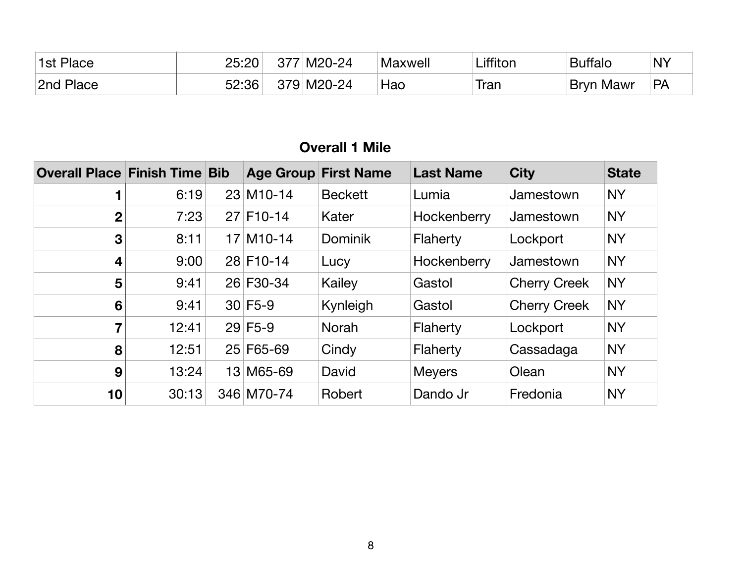| | | | | | | | |
|---|---|---|---|---|---|---|---|
| 1st Place | 25:20 | 377 | M20-24 | Maxwell | Liffiton | Buffalo | NY |
| 2nd Place | 52:36 | 379 | M20-24 | Hao | Tran | Bryn Mawr | PA |

### Overall 1 Mile

| Overall Place | Finish Time | Bib | Age Group | First Name | Last Name | City | State |
|---|---|---|---|---|---|---|---|
| 1 | 6:19 | 23 | M10-14 | Beckett | Lumia | Jamestown | NY |
| 2 | 7:23 | 27 | F10-14 | Kater | Hockenberry | Jamestown | NY |
| 3 | 8:11 | 17 | M10-14 | Dominik | Flaherty | Lockport | NY |
| 4 | 9:00 | 28 | F10-14 | Lucy | Hockenberry | Jamestown | NY |
| 5 | 9:41 | 26 | F30-34 | Kailey | Gastol | Cherry Creek | NY |
| 6 | 9:41 | 30 | F5-9 | Kynleigh | Gastol | Cherry Creek | NY |
| 7 | 12:41 | 29 | F5-9 | Norah | Flaherty | Lockport | NY |
| 8 | 12:51 | 25 | F65-69 | Cindy | Flaherty | Cassadaga | NY |
| 9 | 13:24 | 13 | M65-69 | David | Meyers | Olean | NY |
| 10 | 30:13 | 346 | M70-74 | Robert | Dando Jr | Fredonia | NY |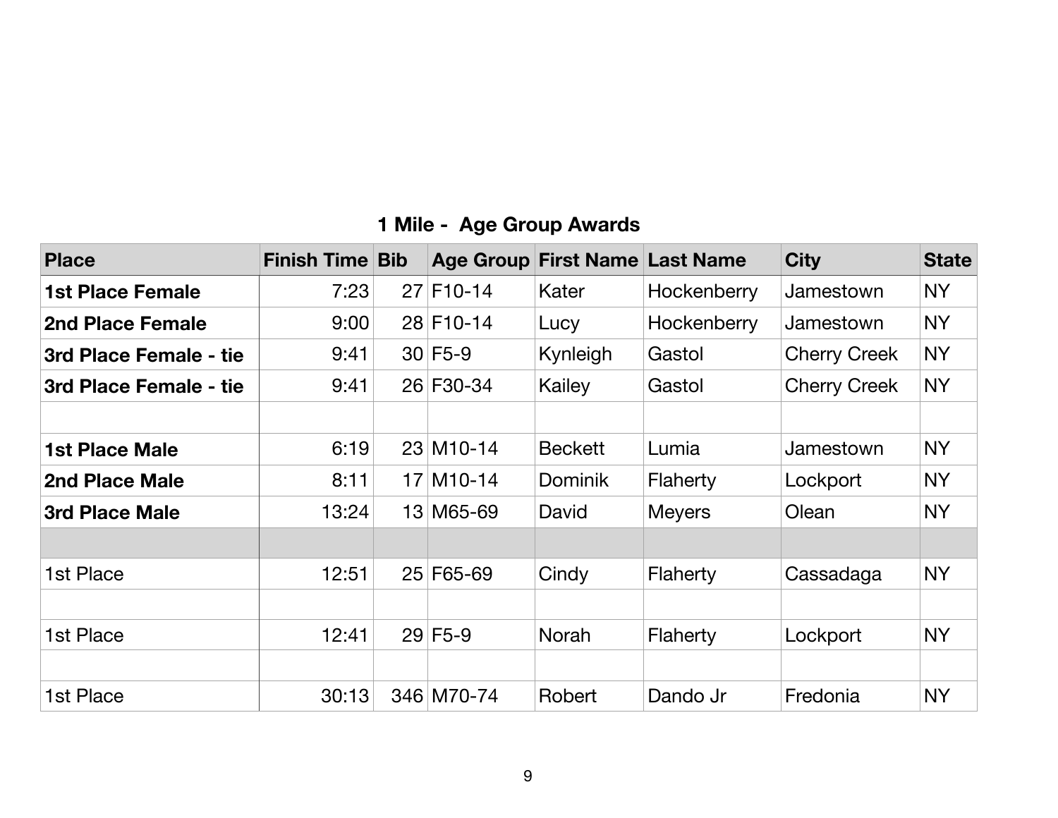## 1 Mile - Age Group Awards

| Place | Finish Time | Bib | Age Group | First Name | Last Name | City | State |
|---|---|---|---|---|---|---|---|
| **1st Place Female** | 7:23 | 27 | F10-14 | Kater | Hockenberry | Jamestown | NY |
| **2nd Place Female** | 9:00 | 28 | F10-14 | Lucy | Hockenberry | Jamestown | NY |
| **3rd Place Female - tie** | 9:41 | 30 | F5-9 | Kynleigh | Gastol | Cherry Creek | NY |
| **3rd Place Female - tie** | 9:41 | 26 | F30-34 | Kailey | Gastol | Cherry Creek | NY |
| | | | | | | | |
| **1st Place Male** | 6:19 | 23 | M10-14 | Beckett | Lumia | Jamestown | NY |
| **2nd Place Male** | 8:11 | 17 | M10-14 | Dominik | Flaherty | Lockport | NY |
| **3rd Place Male** | 13:24 | 13 | M65-69 | David | Meyers | Olean | NY |
| | | | | | | | |
| 1st Place | 12:51 | 25 | F65-69 | Cindy | Flaherty | Cassadaga | NY |
| | | | | | | | |
| 1st Place | 12:41 | 29 | F5-9 | Norah | Flaherty | Lockport | NY |
| | | | | | | | |
| 1st Place | 30:13 | 346 | M70-74 | Robert | Dando Jr | Fredonia | NY |